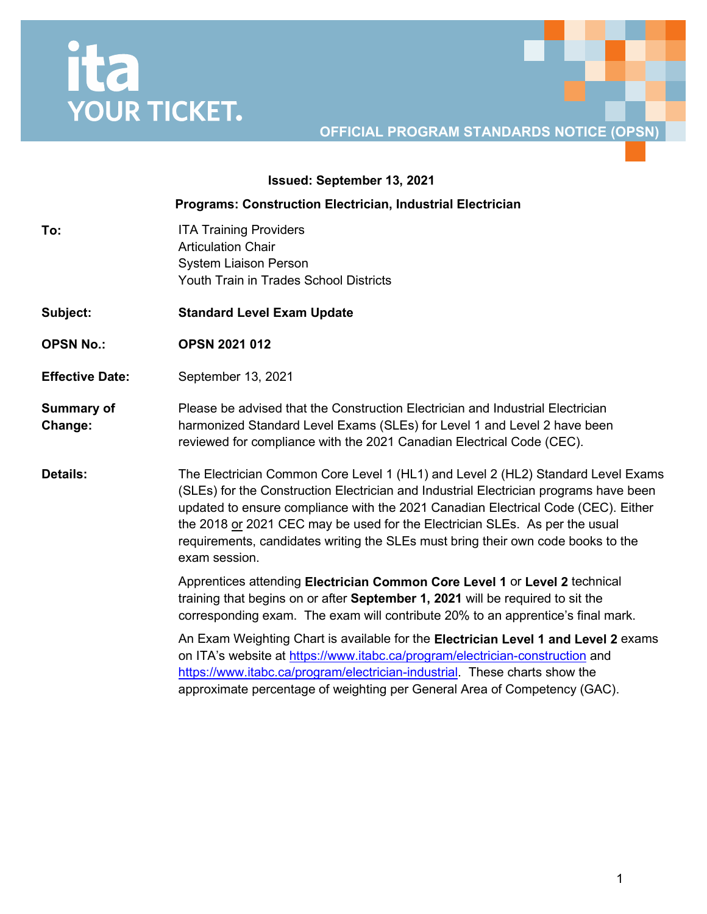ita
YOUR TICKET.

**OFFICIAL PROGRAM STANDARDS NOTICE (OPSN)**

**Issued: September 13, 2021**

**Programs: Construction Electrician, Industrial Electrician**

| | |
|---|---|
| **To:** | ITA Training Providers<br>Articulation Chair<br>System Liaison Person<br>Youth Train in Trades School Districts |
| **Subject:** | **Standard Level Exam Update** |
| **OPSN No.:** | **OPSN 2021 012** |
| **Effective Date:** | September 13, 2021 |
| **Summary of Change:** | Please be advised that the Construction Electrician and Industrial Electrician harmonized Standard Level Exams (SLEs) for Level 1 and Level 2 have been reviewed for compliance with the 2021 Canadian Electrical Code (CEC). |
| **Details:** | The Electrician Common Core Level 1 (HL1) and Level 2 (HL2) Standard Level Exams (SLEs) for the Construction Electrician and Industrial Electrician programs have been updated to ensure compliance with the 2021 Canadian Electrical Code (CEC). Either the 2018 or 2021 CEC may be used for the Electrician SLEs. As per the usual requirements, candidates writing the SLEs must bring their own code books to the exam session. |

Apprentices attending **Electrician Common Core Level 1** or **Level 2** technical training that begins on or after **September 1, 2021** will be required to sit the corresponding exam. The exam will contribute 20% to an apprentice's final mark.

An Exam Weighting Chart is available for the **Electrician Level 1 and Level 2** exams on ITA's website at https://www.itabc.ca/program/electrician-construction and https://www.itabc.ca/program/electrician-industrial. These charts show the approximate percentage of weighting per General Area of Competency (GAC).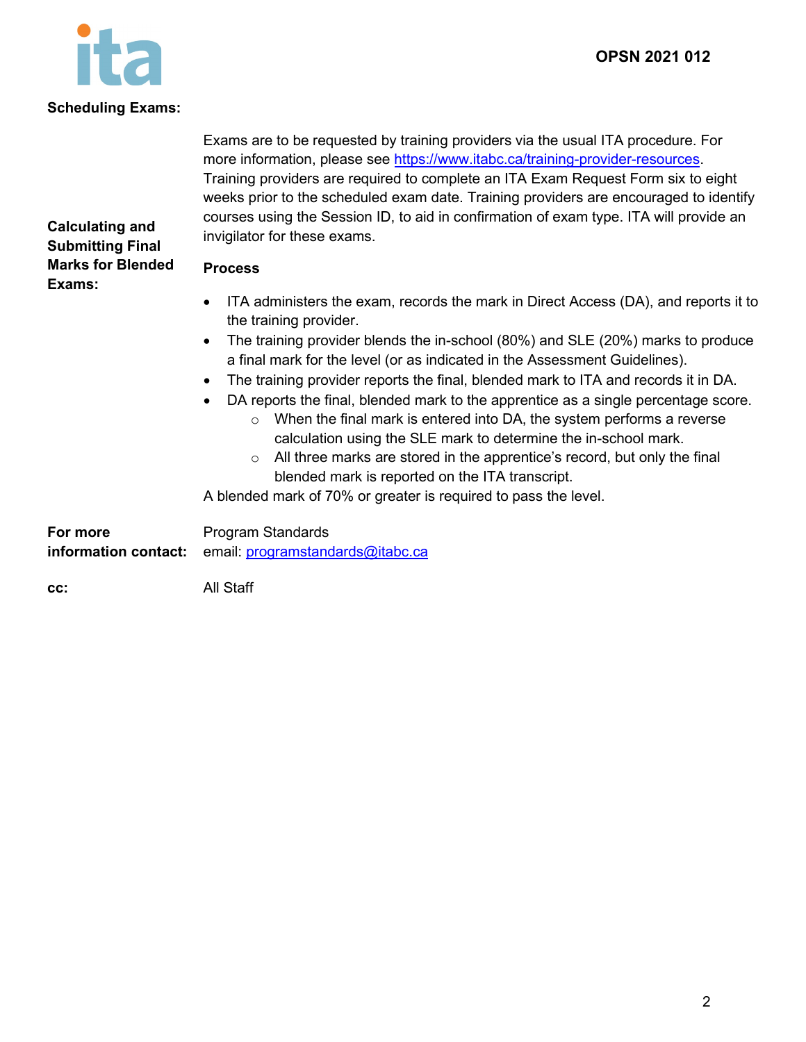**Scheduling Exams:**

Exams are to be requested by training providers via the usual ITA procedure. For more information, please see [https://www.itabc.ca/training-provider-resources](https://www.itabc.ca/training-provider-resources). Training providers are required to complete an ITA Exam Request Form six to eight weeks prior to the scheduled exam date. Training providers are encouraged to identify courses using the Session ID, to aid in confirmation of exam type. ITA will provide an invigilator for these exams.

**Calculating and Submitting Final Marks for Blended Exams:**

**Process**

- ITA administers the exam, records the mark in Direct Access (DA), and reports it to the training provider.
- The training provider blends the in-school (80%) and SLE (20%) marks to produce a final mark for the level (or as indicated in the Assessment Guidelines).
- The training provider reports the final, blended mark to ITA and records it in DA.
- DA reports the final, blended mark to the apprentice as a single percentage score.
  - When the final mark is entered into DA, the system performs a reverse calculation using the SLE mark to determine the in-school mark.
  - All three marks are stored in the apprentice's record, but only the final blended mark is reported on the ITA transcript.

A blended mark of 70% or greater is required to pass the level.

**For more information contact:** Program Standards
email: [programstandards@itabc.ca](mailto:programstandards@itabc.ca)

**cc:** All Staff